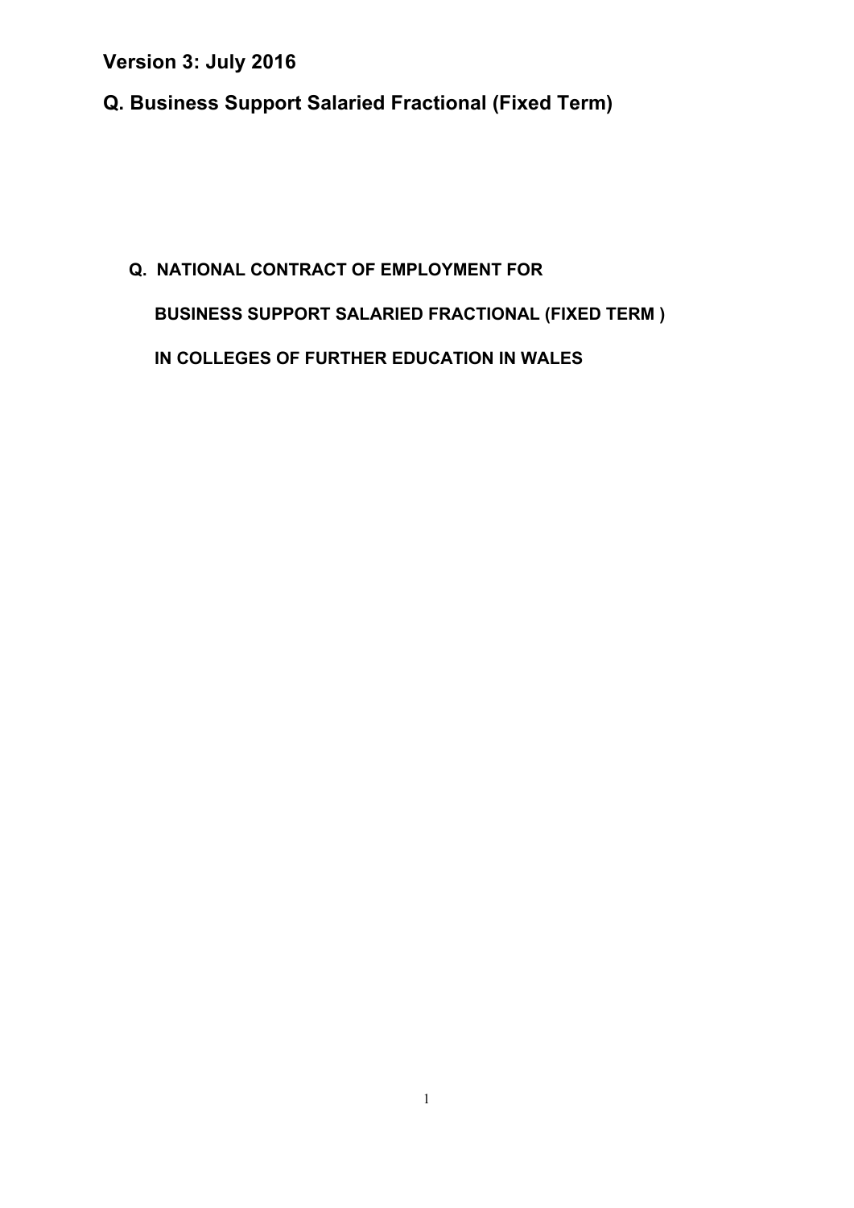**Version 3: July 2016**

## Q. Business Support Salaried Fractional (Fixed Term)

### Q. NATIONAL CONTRACT OF EMPLOYMENT FOR

### BUSINESS SUPPORT SALARIED FRACTIONAL (FIXED TERM )

### IN COLLEGES OF FURTHER EDUCATION IN WALES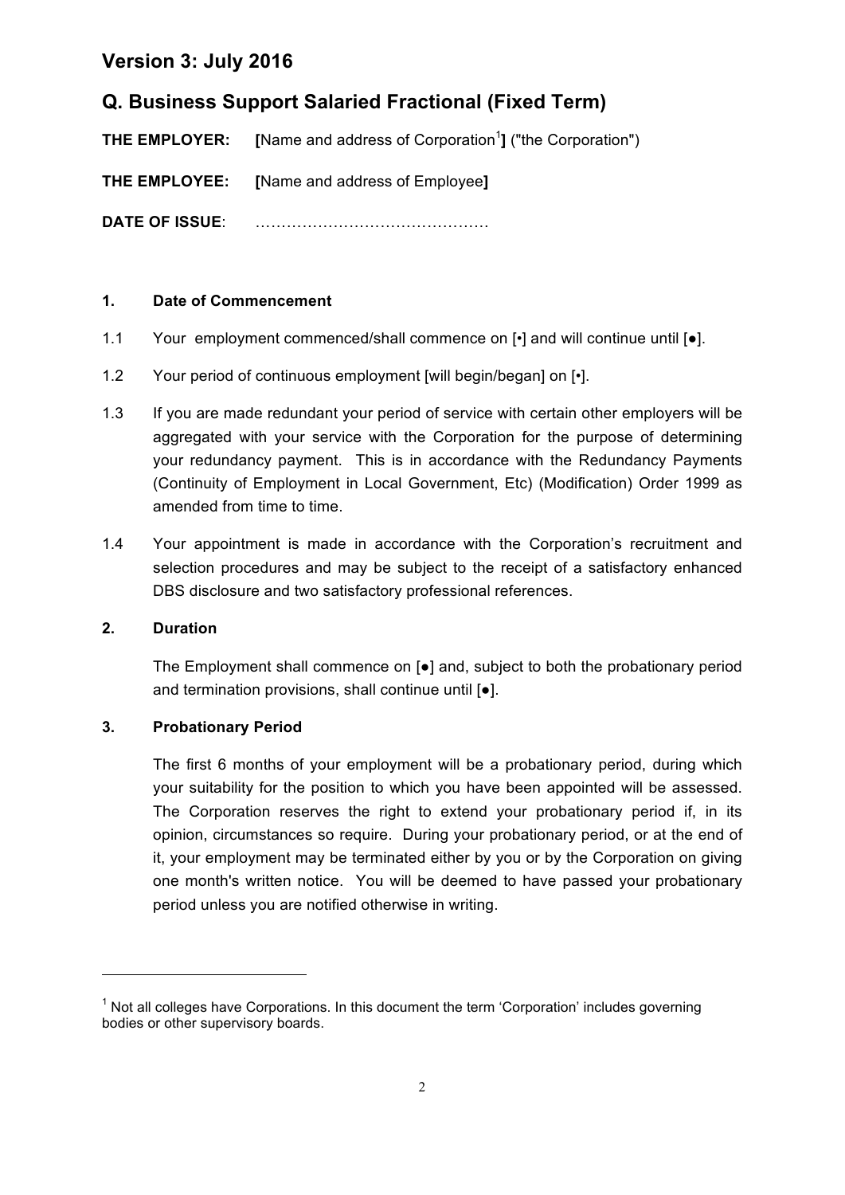## Version 3: July 2016

## Q. Business Support Salaried Fractional (Fixed Term)

**THE EMPLOYER:** **[**Name and address of Corporation[1]**]** ("the Corporation")

**THE EMPLOYEE:** **[**Name and address of Employee**]**

**DATE OF ISSUE**: ………………………………………

### 1. Date of Commencement

1.1 Your employment commenced/shall commence on [•] and will continue until [●].

1.2 Your period of continuous employment [will begin/began] on [•].

1.3 If you are made redundant your period of service with certain other employers will be aggregated with your service with the Corporation for the purpose of determining your redundancy payment. This is in accordance with the Redundancy Payments (Continuity of Employment in Local Government, Etc) (Modification) Order 1999 as amended from time to time.

1.4 Your appointment is made in accordance with the Corporation's recruitment and selection procedures and may be subject to the receipt of a satisfactory enhanced DBS disclosure and two satisfactory professional references.

### 2. Duration

The Employment shall commence on [●] and, subject to both the probationary period and termination provisions, shall continue until [●].

### 3. Probationary Period

The first 6 months of your employment will be a probationary period, during which your suitability for the position to which you have been appointed will be assessed. The Corporation reserves the right to extend your probationary period if, in its opinion, circumstances so require. During your probationary period, or at the end of it, your employment may be terminated either by you or by the Corporation on giving one month's written notice. You will be deemed to have passed your probationary period unless you are notified otherwise in writing.

---

[1] Not all colleges have Corporations. In this document the term 'Corporation' includes governing bodies or other supervisory boards.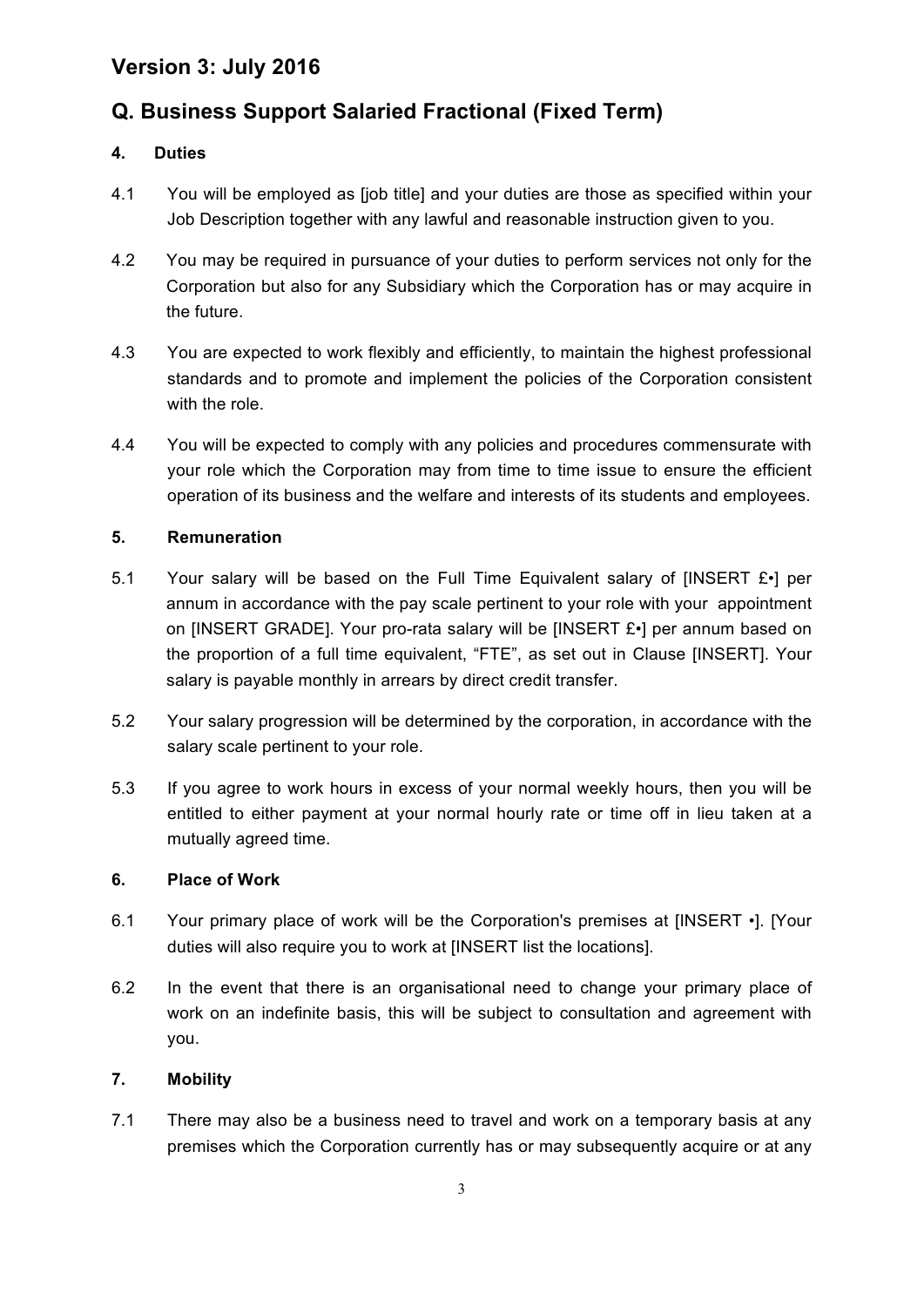# Version 3: July 2016

## Q. Business Support Salaried Fractional (Fixed Term)

### 4. Duties

4.1 You will be employed as [job title] and your duties are those as specified within your Job Description together with any lawful and reasonable instruction given to you.

4.2 You may be required in pursuance of your duties to perform services not only for the Corporation but also for any Subsidiary which the Corporation has or may acquire in the future.

4.3 You are expected to work flexibly and efficiently, to maintain the highest professional standards and to promote and implement the policies of the Corporation consistent with the role.

4.4 You will be expected to comply with any policies and procedures commensurate with your role which the Corporation may from time to time issue to ensure the efficient operation of its business and the welfare and interests of its students and employees.

### 5. Remuneration

5.1 Your salary will be based on the Full Time Equivalent salary of [INSERT £•] per annum in accordance with the pay scale pertinent to your role with your appointment on [INSERT GRADE]. Your pro-rata salary will be [INSERT £•] per annum based on the proportion of a full time equivalent, "FTE", as set out in Clause [INSERT]. Your salary is payable monthly in arrears by direct credit transfer.

5.2 Your salary progression will be determined by the corporation, in accordance with the salary scale pertinent to your role.

5.3 If you agree to work hours in excess of your normal weekly hours, then you will be entitled to either payment at your normal hourly rate or time off in lieu taken at a mutually agreed time.

### 6. Place of Work

6.1 Your primary place of work will be the Corporation's premises at [INSERT •]. [Your duties will also require you to work at [INSERT list the locations].

6.2 In the event that there is an organisational need to change your primary place of work on an indefinite basis, this will be subject to consultation and agreement with you.

### 7. Mobility

7.1 There may also be a business need to travel and work on a temporary basis at any premises which the Corporation currently has or may subsequently acquire or at any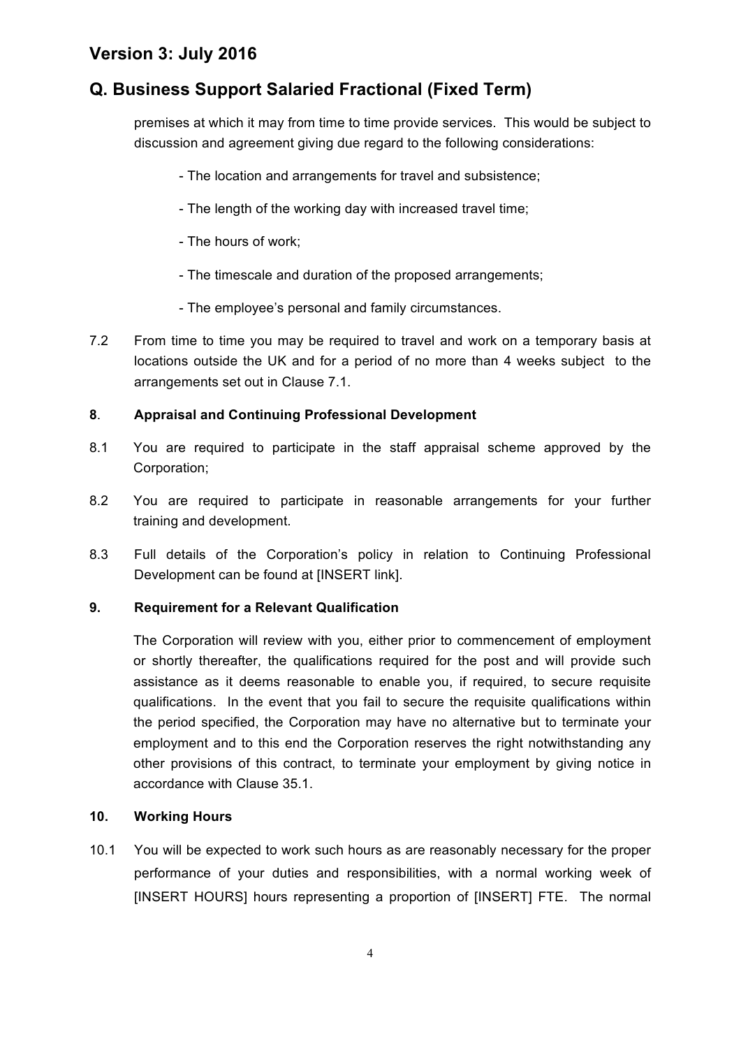premises at which it may from time to time provide services. This would be subject to discussion and agreement giving due regard to the following considerations:

- The location and arrangements for travel and subsistence;
- The length of the working day with increased travel time;
- The hours of work;
- The timescale and duration of the proposed arrangements;
- The employee's personal and family circumstances.

7.2 From time to time you may be required to travel and work on a temporary basis at locations outside the UK and for a period of no more than 4 weeks subject to the arrangements set out in Clause 7.1.

**8. Appraisal and Continuing Professional Development**

8.1 You are required to participate in the staff appraisal scheme approved by the Corporation;

8.2 You are required to participate in reasonable arrangements for your further training and development.

8.3 Full details of the Corporation's policy in relation to Continuing Professional Development can be found at [INSERT link].

**9. Requirement for a Relevant Qualification**

The Corporation will review with you, either prior to commencement of employment or shortly thereafter, the qualifications required for the post and will provide such assistance as it deems reasonable to enable you, if required, to secure requisite qualifications. In the event that you fail to secure the requisite qualifications within the period specified, the Corporation may have no alternative but to terminate your employment and to this end the Corporation reserves the right notwithstanding any other provisions of this contract, to terminate your employment by giving notice in accordance with Clause 35.1.

**10. Working Hours**

10.1 You will be expected to work such hours as are reasonably necessary for the proper performance of your duties and responsibilities, with a normal working week of [INSERT HOURS] hours representing a proportion of [INSERT] FTE. The normal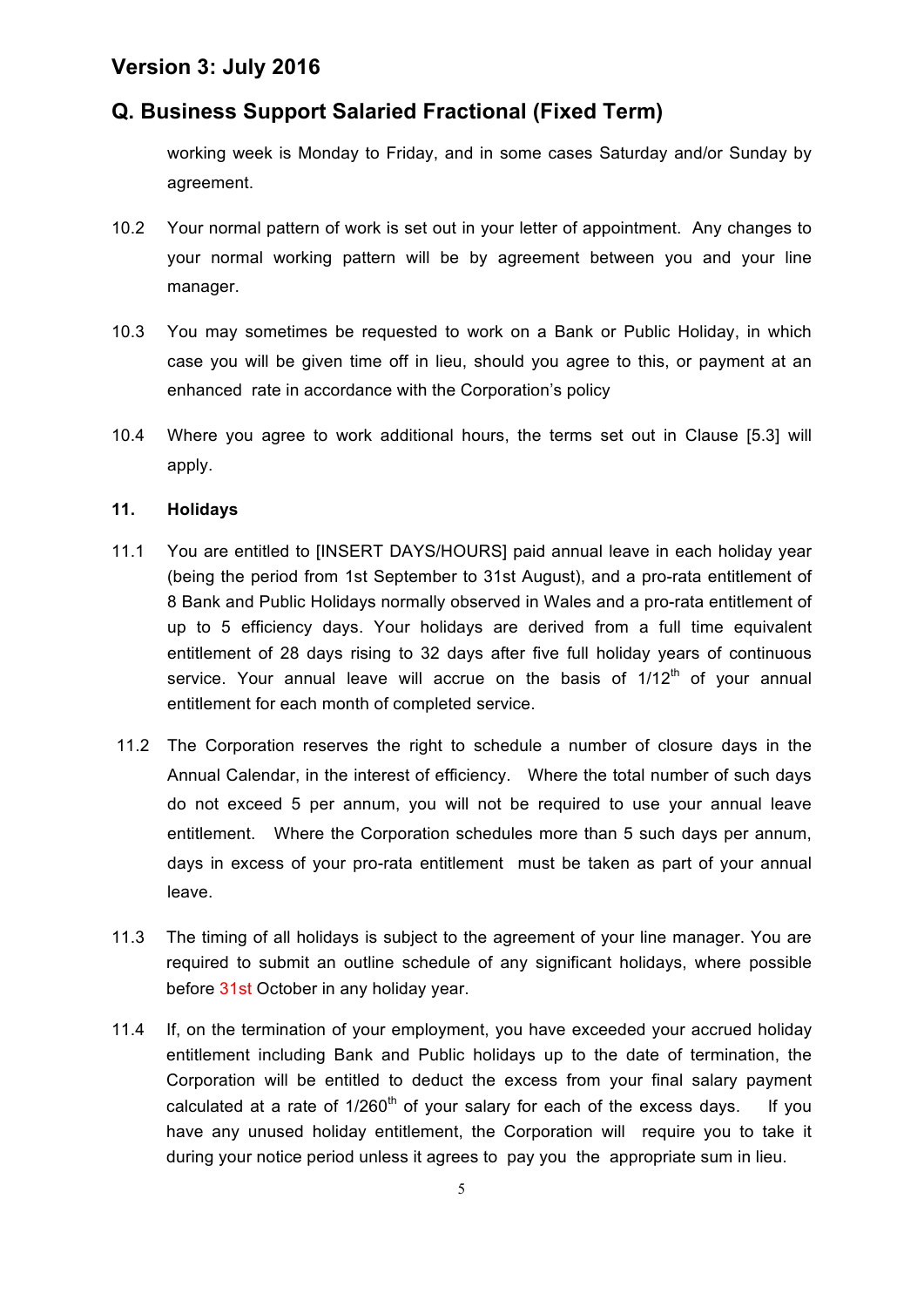working week is Monday to Friday, and in some cases Saturday and/or Sunday by agreement.

10.2 Your normal pattern of work is set out in your letter of appointment. Any changes to your normal working pattern will be by agreement between you and your line manager.

10.3 You may sometimes be requested to work on a Bank or Public Holiday, in which case you will be given time off in lieu, should you agree to this, or payment at an enhanced rate in accordance with the Corporation's policy

10.4 Where you agree to work additional hours, the terms set out in Clause [5.3] will apply.

**11. Holidays**

11.1 You are entitled to [INSERT DAYS/HOURS] paid annual leave in each holiday year (being the period from 1st September to 31st August), and a pro-rata entitlement of 8 Bank and Public Holidays normally observed in Wales and a pro-rata entitlement of up to 5 efficiency days. Your holidays are derived from a full time equivalent entitlement of 28 days rising to 32 days after five full holiday years of continuous service. Your annual leave will accrue on the basis of 1/12th of your annual entitlement for each month of completed service.

11.2 The Corporation reserves the right to schedule a number of closure days in the Annual Calendar, in the interest of efficiency. Where the total number of such days do not exceed 5 per annum, you will not be required to use your annual leave entitlement. Where the Corporation schedules more than 5 such days per annum, days in excess of your pro-rata entitlement must be taken as part of your annual leave.

11.3 The timing of all holidays is subject to the agreement of your line manager. You are required to submit an outline schedule of any significant holidays, where possible before 31st October in any holiday year.

11.4 If, on the termination of your employment, you have exceeded your accrued holiday entitlement including Bank and Public holidays up to the date of termination, the Corporation will be entitled to deduct the excess from your final salary payment calculated at a rate of 1/260th of your salary for each of the excess days. If you have any unused holiday entitlement, the Corporation will require you to take it during your notice period unless it agrees to pay you the appropriate sum in lieu.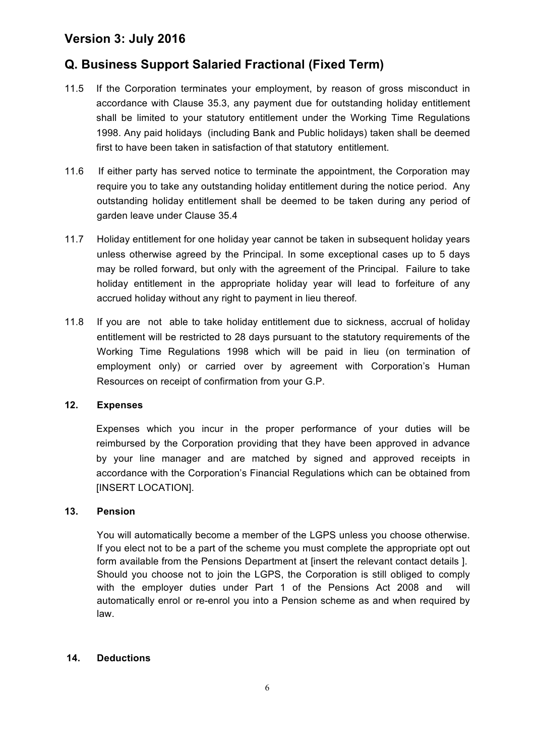## Version 3: July 2016

## Q. Business Support Salaried Fractional (Fixed Term)

11.5 If the Corporation terminates your employment, by reason of gross misconduct in accordance with Clause 35.3, any payment due for outstanding holiday entitlement shall be limited to your statutory entitlement under the Working Time Regulations 1998. Any paid holidays (including Bank and Public holidays) taken shall be deemed first to have been taken in satisfaction of that statutory entitlement.

11.6 If either party has served notice to terminate the appointment, the Corporation may require you to take any outstanding holiday entitlement during the notice period. Any outstanding holiday entitlement shall be deemed to be taken during any period of garden leave under Clause 35.4

11.7 Holiday entitlement for one holiday year cannot be taken in subsequent holiday years unless otherwise agreed by the Principal. In some exceptional cases up to 5 days may be rolled forward, but only with the agreement of the Principal. Failure to take holiday entitlement in the appropriate holiday year will lead to forfeiture of any accrued holiday without any right to payment in lieu thereof.

11.8 If you are not able to take holiday entitlement due to sickness, accrual of holiday entitlement will be restricted to 28 days pursuant to the statutory requirements of the Working Time Regulations 1998 which will be paid in lieu (on termination of employment only) or carried over by agreement with Corporation's Human Resources on receipt of confirmation from your G.P.

**12. Expenses**

Expenses which you incur in the proper performance of your duties will be reimbursed by the Corporation providing that they have been approved in advance by your line manager and are matched by signed and approved receipts in accordance with the Corporation's Financial Regulations which can be obtained from [INSERT LOCATION].

**13. Pension**

You will automatically become a member of the LGPS unless you choose otherwise. If you elect not to be a part of the scheme you must complete the appropriate opt out form available from the Pensions Department at [insert the relevant contact details ]. Should you choose not to join the LGPS, the Corporation is still obliged to comply with the employer duties under Part 1 of the Pensions Act 2008 and will automatically enrol or re-enrol you into a Pension scheme as and when required by law.

**14. Deductions**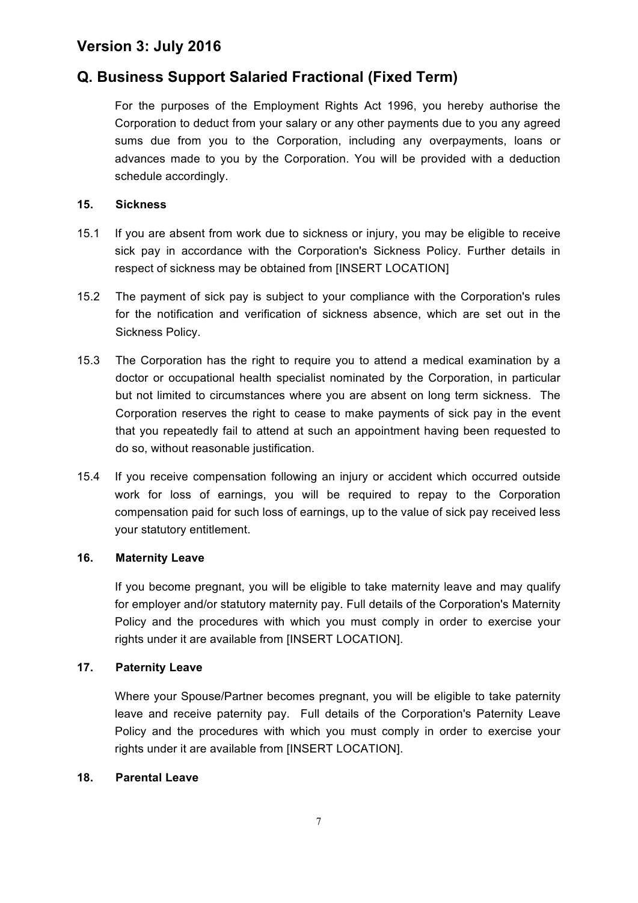# Version 3: July 2016

## Q. Business Support Salaried Fractional (Fixed Term)

For the purposes of the Employment Rights Act 1996, you hereby authorise the Corporation to deduct from your salary or any other payments due to you any agreed sums due from you to the Corporation, including any overpayments, loans or advances made to you by the Corporation. You will be provided with a deduction schedule accordingly.

**15. Sickness**

15.1 If you are absent from work due to sickness or injury, you may be eligible to receive sick pay in accordance with the Corporation's Sickness Policy. Further details in respect of sickness may be obtained from [INSERT LOCATION]

15.2 The payment of sick pay is subject to your compliance with the Corporation's rules for the notification and verification of sickness absence, which are set out in the Sickness Policy.

15.3 The Corporation has the right to require you to attend a medical examination by a doctor or occupational health specialist nominated by the Corporation, in particular but not limited to circumstances where you are absent on long term sickness. The Corporation reserves the right to cease to make payments of sick pay in the event that you repeatedly fail to attend at such an appointment having been requested to do so, without reasonable justification.

15.4 If you receive compensation following an injury or accident which occurred outside work for loss of earnings, you will be required to repay to the Corporation compensation paid for such loss of earnings, up to the value of sick pay received less your statutory entitlement.

**16. Maternity Leave**

If you become pregnant, you will be eligible to take maternity leave and may qualify for employer and/or statutory maternity pay. Full details of the Corporation's Maternity Policy and the procedures with which you must comply in order to exercise your rights under it are available from [INSERT LOCATION].

**17. Paternity Leave**

Where your Spouse/Partner becomes pregnant, you will be eligible to take paternity leave and receive paternity pay. Full details of the Corporation's Paternity Leave Policy and the procedures with which you must comply in order to exercise your rights under it are available from [INSERT LOCATION].

**18. Parental Leave**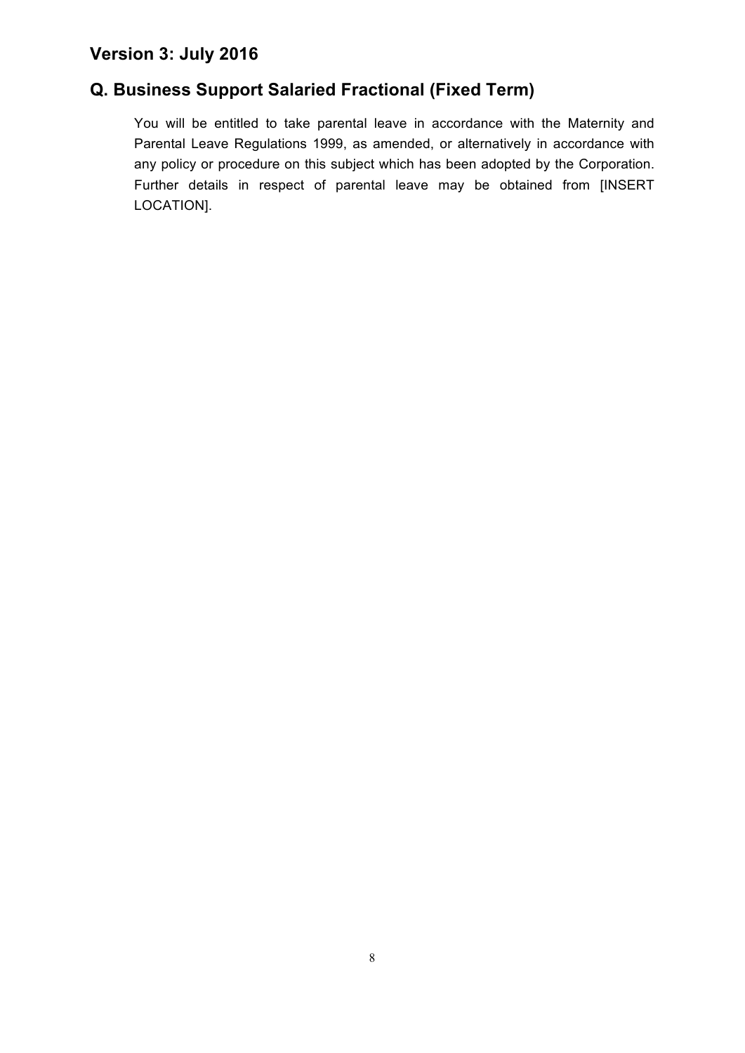## Version 3: July 2016

## Q. Business Support Salaried Fractional (Fixed Term)

You will be entitled to take parental leave in accordance with the Maternity and Parental Leave Regulations 1999, as amended, or alternatively in accordance with any policy or procedure on this subject which has been adopted by the Corporation. Further details in respect of parental leave may be obtained from [INSERT LOCATION].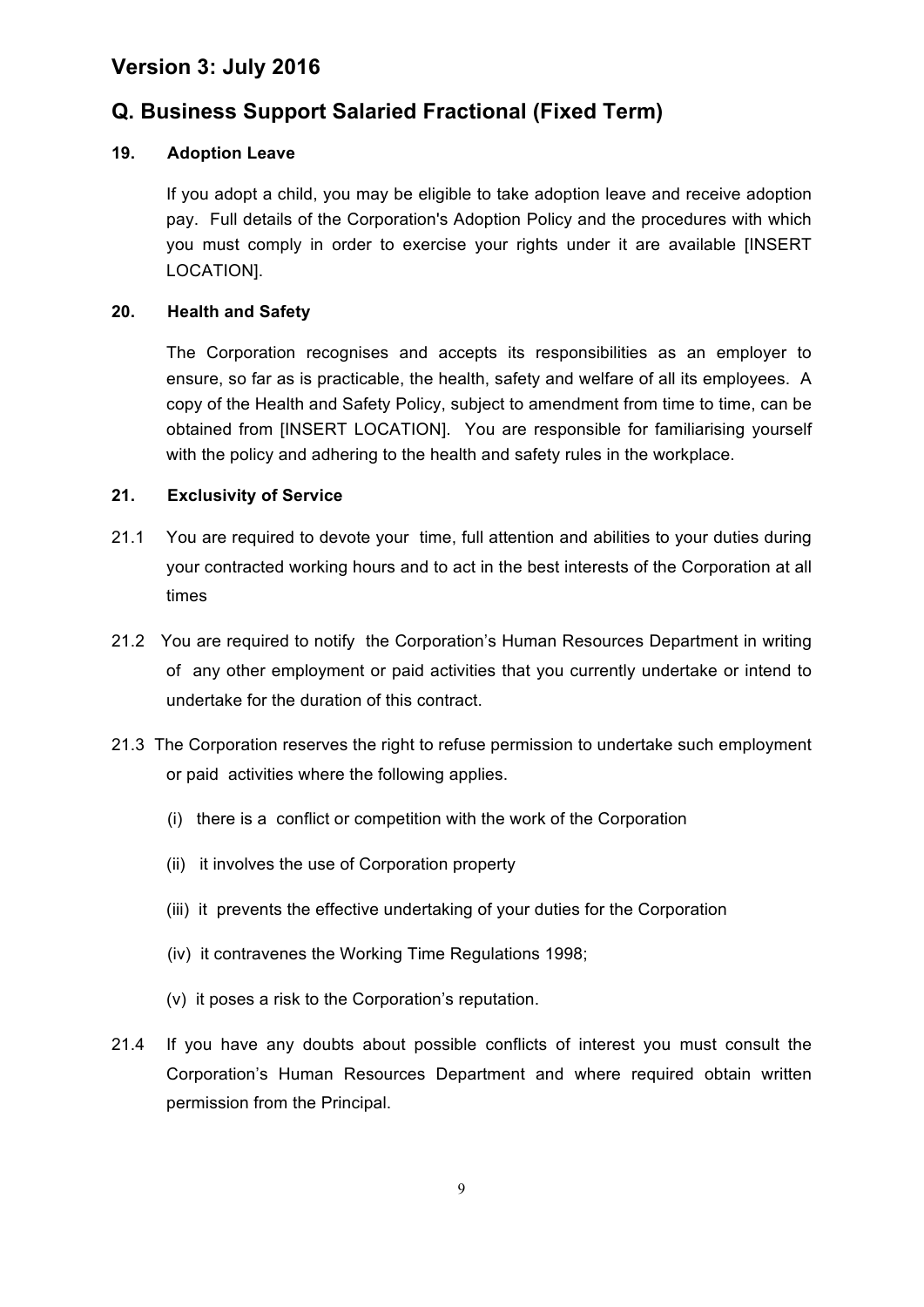## Version 3: July 2016

## Q. Business Support Salaried Fractional (Fixed Term)

### 19. Adoption Leave

If you adopt a child, you may be eligible to take adoption leave and receive adoption pay. Full details of the Corporation's Adoption Policy and the procedures with which you must comply in order to exercise your rights under it are available [INSERT LOCATION].

### 20. Health and Safety

The Corporation recognises and accepts its responsibilities as an employer to ensure, so far as is practicable, the health, safety and welfare of all its employees. A copy of the Health and Safety Policy, subject to amendment from time to time, can be obtained from [INSERT LOCATION]. You are responsible for familiarising yourself with the policy and adhering to the health and safety rules in the workplace.

### 21. Exclusivity of Service

21.1 You are required to devote your time, full attention and abilities to your duties during your contracted working hours and to act in the best interests of the Corporation at all times

21.2 You are required to notify the Corporation's Human Resources Department in writing of any other employment or paid activities that you currently undertake or intend to undertake for the duration of this contract.

21.3 The Corporation reserves the right to refuse permission to undertake such employment or paid activities where the following applies.

(i) there is a conflict or competition with the work of the Corporation

(ii) it involves the use of Corporation property

(iii) it prevents the effective undertaking of your duties for the Corporation

(iv) it contravenes the Working Time Regulations 1998;

(v) it poses a risk to the Corporation's reputation.

21.4 If you have any doubts about possible conflicts of interest you must consult the Corporation's Human Resources Department and where required obtain written permission from the Principal.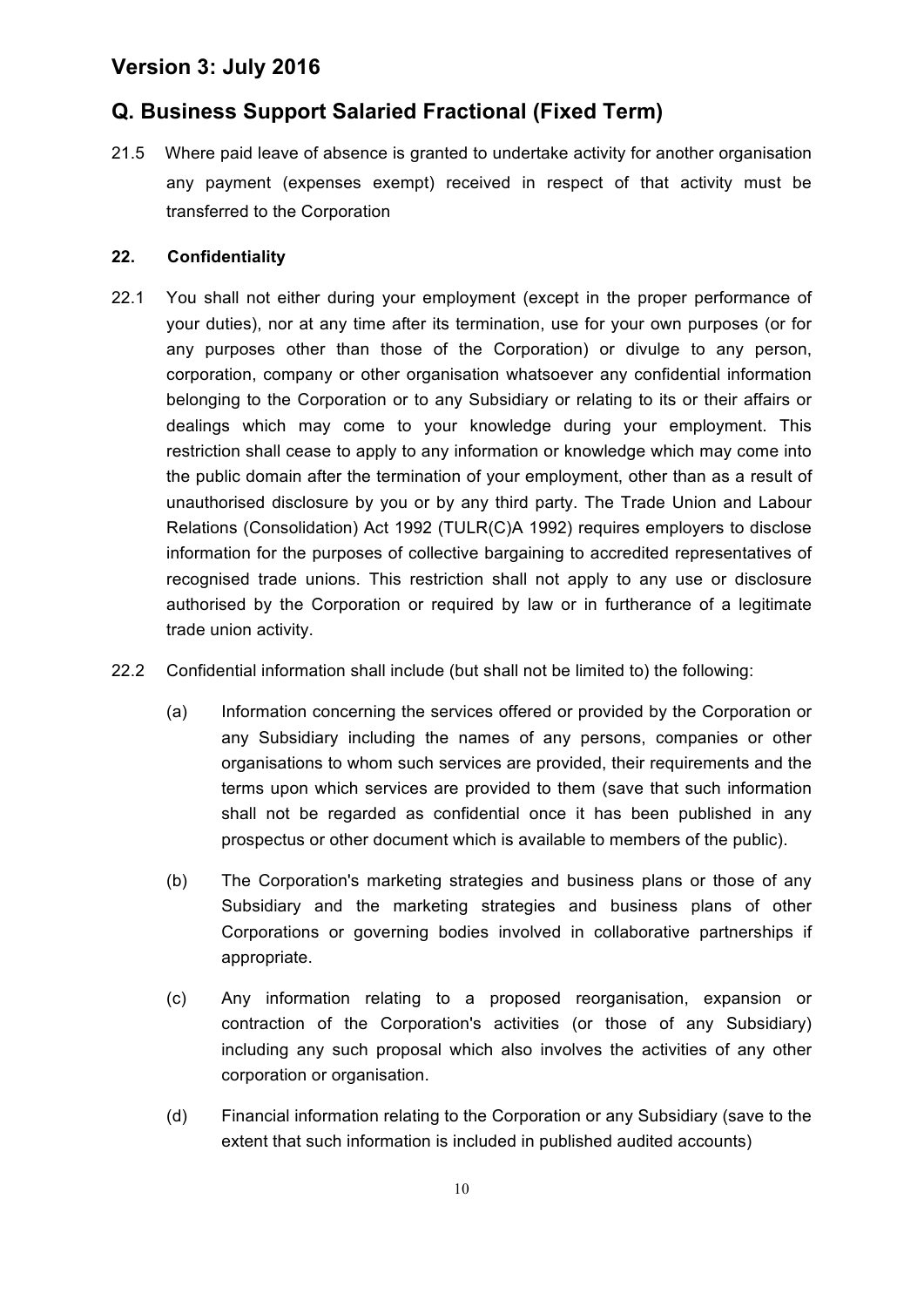## Version 3: July 2016

## Q. Business Support Salaried Fractional (Fixed Term)

21.5 Where paid leave of absence is granted to undertake activity for another organisation any payment (expenses exempt) received in respect of that activity must be transferred to the Corporation

### 22. Confidentiality

22.1 You shall not either during your employment (except in the proper performance of your duties), nor at any time after its termination, use for your own purposes (or for any purposes other than those of the Corporation) or divulge to any person, corporation, company or other organisation whatsoever any confidential information belonging to the Corporation or to any Subsidiary or relating to its or their affairs or dealings which may come to your knowledge during your employment. This restriction shall cease to apply to any information or knowledge which may come into the public domain after the termination of your employment, other than as a result of unauthorised disclosure by you or by any third party. The Trade Union and Labour Relations (Consolidation) Act 1992 (TULR(C)A 1992) requires employers to disclose information for the purposes of collective bargaining to accredited representatives of recognised trade unions. This restriction shall not apply to any use or disclosure authorised by the Corporation or required by law or in furtherance of a legitimate trade union activity.

22.2 Confidential information shall include (but shall not be limited to) the following:

(a) Information concerning the services offered or provided by the Corporation or any Subsidiary including the names of any persons, companies or other organisations to whom such services are provided, their requirements and the terms upon which services are provided to them (save that such information shall not be regarded as confidential once it has been published in any prospectus or other document which is available to members of the public).

(b) The Corporation's marketing strategies and business plans or those of any Subsidiary and the marketing strategies and business plans of other Corporations or governing bodies involved in collaborative partnerships if appropriate.

(c) Any information relating to a proposed reorganisation, expansion or contraction of the Corporation's activities (or those of any Subsidiary) including any such proposal which also involves the activities of any other corporation or organisation.

(d) Financial information relating to the Corporation or any Subsidiary (save to the extent that such information is included in published audited accounts)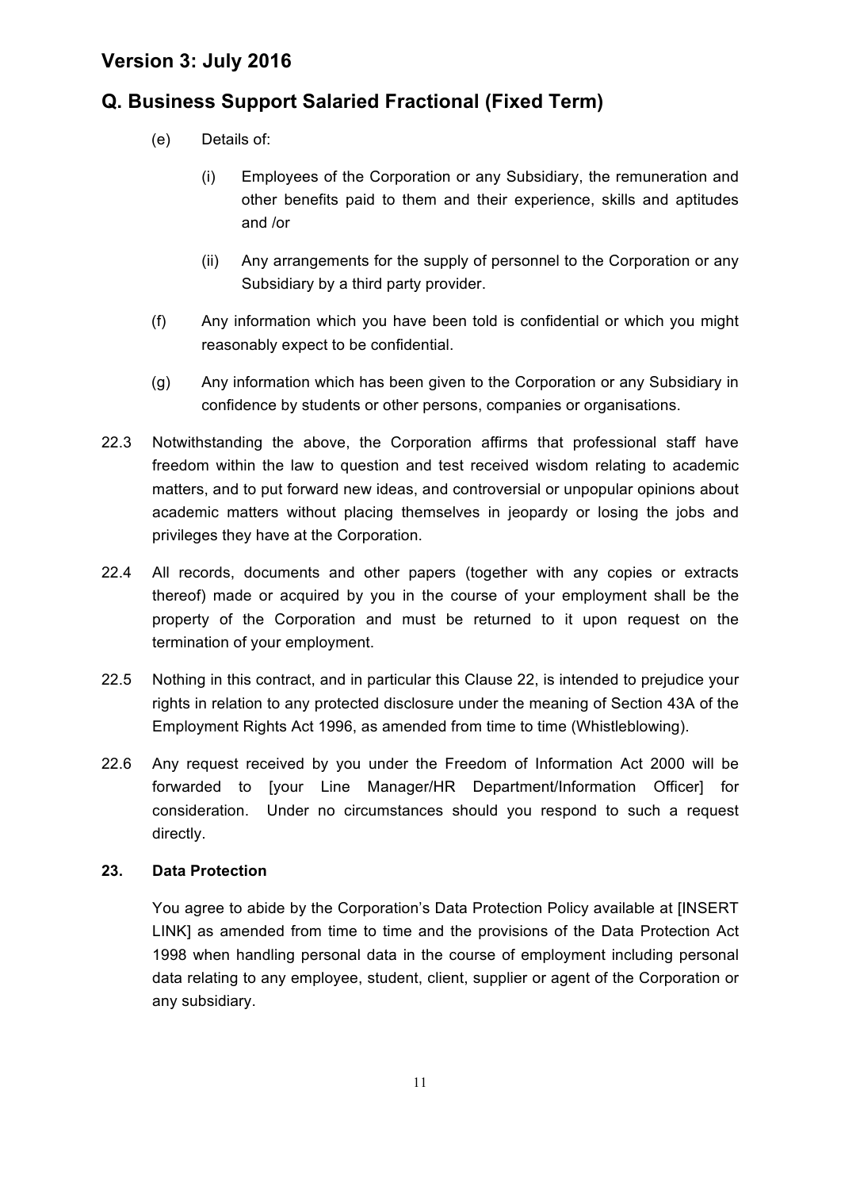(e) Details of:

(i) Employees of the Corporation or any Subsidiary, the remuneration and other benefits paid to them and their experience, skills and aptitudes and /or

(ii) Any arrangements for the supply of personnel to the Corporation or any Subsidiary by a third party provider.

(f) Any information which you have been told is confidential or which you might reasonably expect to be confidential.

(g) Any information which has been given to the Corporation or any Subsidiary in confidence by students or other persons, companies or organisations.

22.3 Notwithstanding the above, the Corporation affirms that professional staff have freedom within the law to question and test received wisdom relating to academic matters, and to put forward new ideas, and controversial or unpopular opinions about academic matters without placing themselves in jeopardy or losing the jobs and privileges they have at the Corporation.

22.4 All records, documents and other papers (together with any copies or extracts thereof) made or acquired by you in the course of your employment shall be the property of the Corporation and must be returned to it upon request on the termination of your employment.

22.5 Nothing in this contract, and in particular this Clause 22, is intended to prejudice your rights in relation to any protected disclosure under the meaning of Section 43A of the Employment Rights Act 1996, as amended from time to time (Whistleblowing).

22.6 Any request received by you under the Freedom of Information Act 2000 will be forwarded to [your Line Manager/HR Department/Information Officer] for consideration. Under no circumstances should you respond to such a request directly.

**23. Data Protection**

You agree to abide by the Corporation's Data Protection Policy available at [INSERT LINK] as amended from time to time and the provisions of the Data Protection Act 1998 when handling personal data in the course of employment including personal data relating to any employee, student, client, supplier or agent of the Corporation or any subsidiary.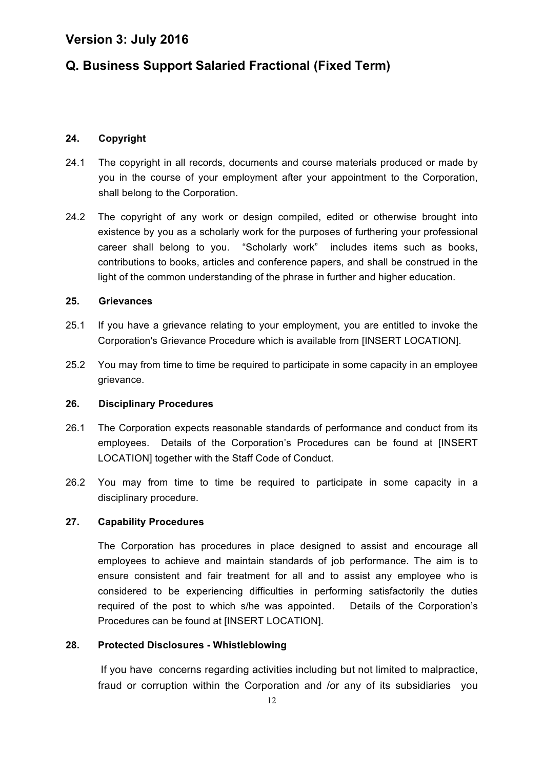## Version 3: July 2016

## Q. Business Support Salaried Fractional (Fixed Term)

### 24. Copyright

24.1 The copyright in all records, documents and course materials produced or made by you in the course of your employment after your appointment to the Corporation, shall belong to the Corporation.

24.2 The copyright of any work or design compiled, edited or otherwise brought into existence by you as a scholarly work for the purposes of furthering your professional career shall belong to you. "Scholarly work" includes items such as books, contributions to books, articles and conference papers, and shall be construed in the light of the common understanding of the phrase in further and higher education.

### 25. Grievances

25.1 If you have a grievance relating to your employment, you are entitled to invoke the Corporation's Grievance Procedure which is available from [INSERT LOCATION].

25.2 You may from time to time be required to participate in some capacity in an employee grievance.

### 26. Disciplinary Procedures

26.1 The Corporation expects reasonable standards of performance and conduct from its employees. Details of the Corporation's Procedures can be found at [INSERT LOCATION] together with the Staff Code of Conduct.

26.2 You may from time to time be required to participate in some capacity in a disciplinary procedure.

### 27. Capability Procedures

The Corporation has procedures in place designed to assist and encourage all employees to achieve and maintain standards of job performance. The aim is to ensure consistent and fair treatment for all and to assist any employee who is considered to be experiencing difficulties in performing satisfactorily the duties required of the post to which s/he was appointed. Details of the Corporation's Procedures can be found at [INSERT LOCATION].

### 28. Protected Disclosures - Whistleblowing

If you have concerns regarding activities including but not limited to malpractice, fraud or corruption within the Corporation and /or any of its subsidiaries you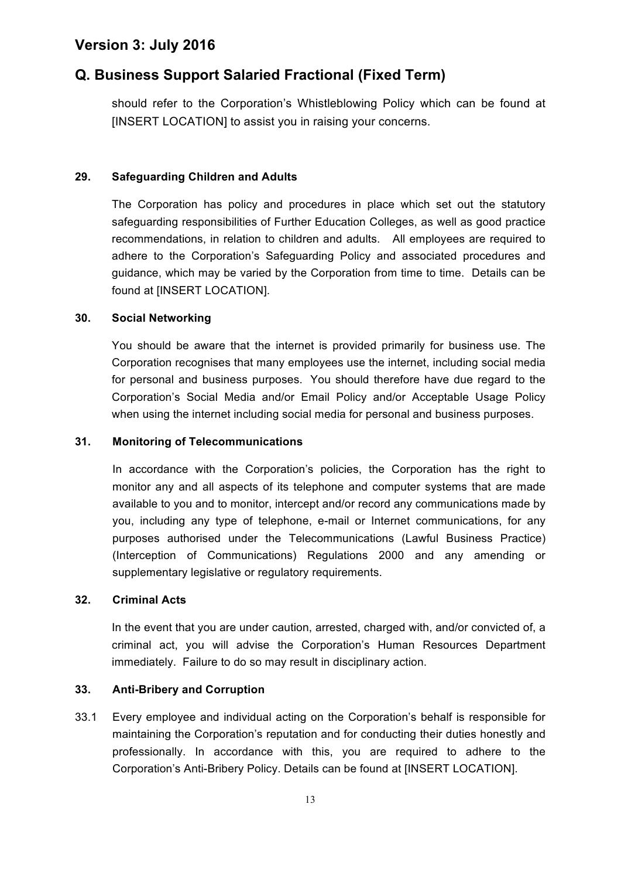should refer to the Corporation's Whistleblowing Policy which can be found at [INSERT LOCATION] to assist you in raising your concerns.

**29. Safeguarding Children and Adults**

The Corporation has policy and procedures in place which set out the statutory safeguarding responsibilities of Further Education Colleges, as well as good practice recommendations, in relation to children and adults. All employees are required to adhere to the Corporation's Safeguarding Policy and associated procedures and guidance, which may be varied by the Corporation from time to time. Details can be found at [INSERT LOCATION].

**30. Social Networking**

You should be aware that the internet is provided primarily for business use. The Corporation recognises that many employees use the internet, including social media for personal and business purposes. You should therefore have due regard to the Corporation's Social Media and/or Email Policy and/or Acceptable Usage Policy when using the internet including social media for personal and business purposes.

**31. Monitoring of Telecommunications**

In accordance with the Corporation's policies, the Corporation has the right to monitor any and all aspects of its telephone and computer systems that are made available to you and to monitor, intercept and/or record any communications made by you, including any type of telephone, e-mail or Internet communications, for any purposes authorised under the Telecommunications (Lawful Business Practice) (Interception of Communications) Regulations 2000 and any amending or supplementary legislative or regulatory requirements.

**32. Criminal Acts**

In the event that you are under caution, arrested, charged with, and/or convicted of, a criminal act, you will advise the Corporation's Human Resources Department immediately. Failure to do so may result in disciplinary action.

**33. Anti-Bribery and Corruption**

33.1 Every employee and individual acting on the Corporation's behalf is responsible for maintaining the Corporation's reputation and for conducting their duties honestly and professionally. In accordance with this, you are required to adhere to the Corporation's Anti-Bribery Policy. Details can be found at [INSERT LOCATION].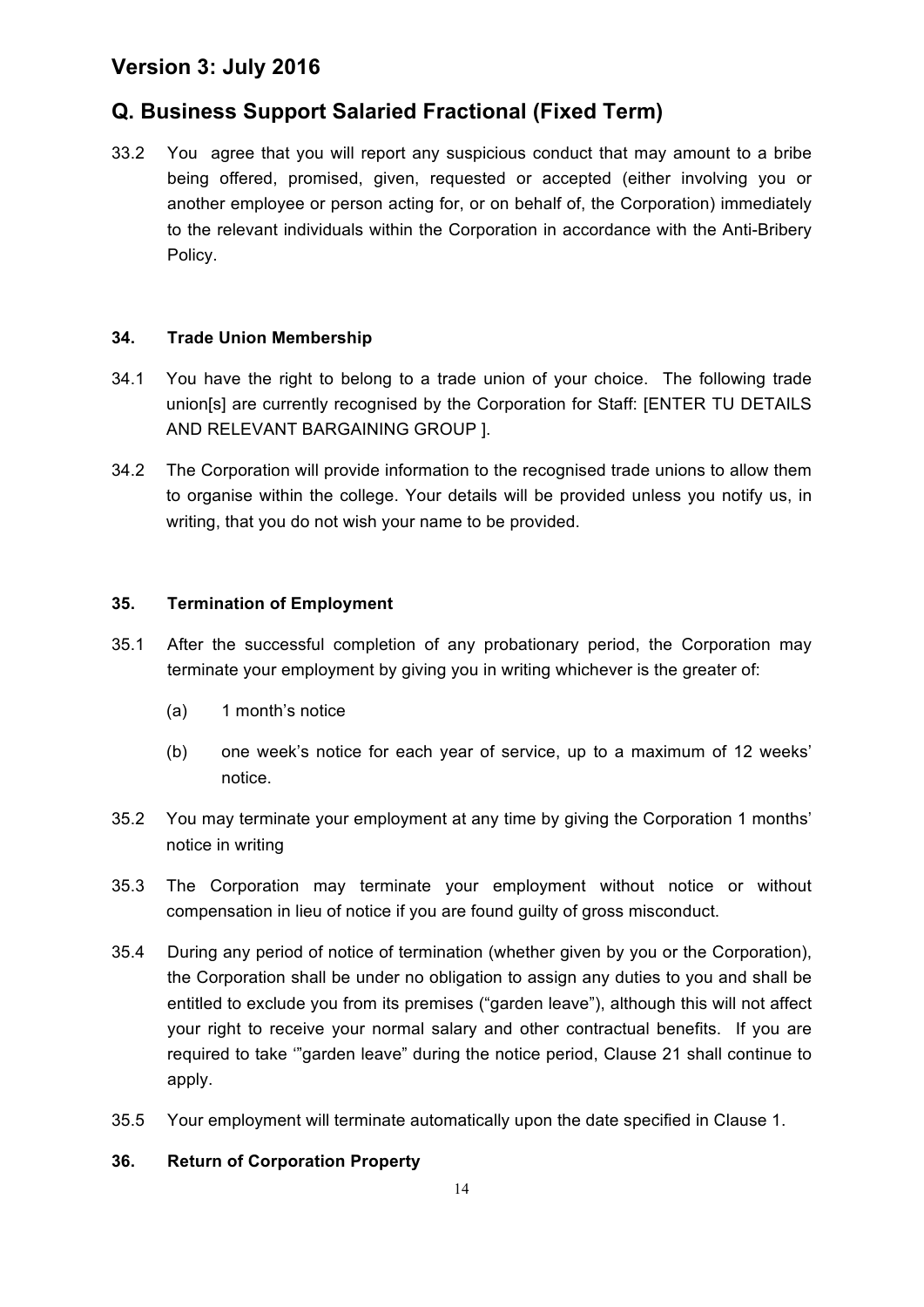## Version 3: July 2016

## Q. Business Support Salaried Fractional (Fixed Term)

33.2 You agree that you will report any suspicious conduct that may amount to a bribe being offered, promised, given, requested or accepted (either involving you or another employee or person acting for, or on behalf of, the Corporation) immediately to the relevant individuals within the Corporation in accordance with the Anti-Bribery Policy.

**34. Trade Union Membership**

34.1 You have the right to belong to a trade union of your choice. The following trade union[s] are currently recognised by the Corporation for Staff: [ENTER TU DETAILS AND RELEVANT BARGAINING GROUP ].

34.2 The Corporation will provide information to the recognised trade unions to allow them to organise within the college. Your details will be provided unless you notify us, in writing, that you do not wish your name to be provided.

**35. Termination of Employment**

35.1 After the successful completion of any probationary period, the Corporation may terminate your employment by giving you in writing whichever is the greater of:

(a) 1 month's notice

(b) one week's notice for each year of service, up to a maximum of 12 weeks' notice.

35.2 You may terminate your employment at any time by giving the Corporation 1 months' notice in writing

35.3 The Corporation may terminate your employment without notice or without compensation in lieu of notice if you are found guilty of gross misconduct.

35.4 During any period of notice of termination (whether given by you or the Corporation), the Corporation shall be under no obligation to assign any duties to you and shall be entitled to exclude you from its premises ("garden leave"), although this will not affect your right to receive your normal salary and other contractual benefits. If you are required to take '"garden leave" during the notice period, Clause 21 shall continue to apply.

35.5 Your employment will terminate automatically upon the date specified in Clause 1.

**36. Return of Corporation Property**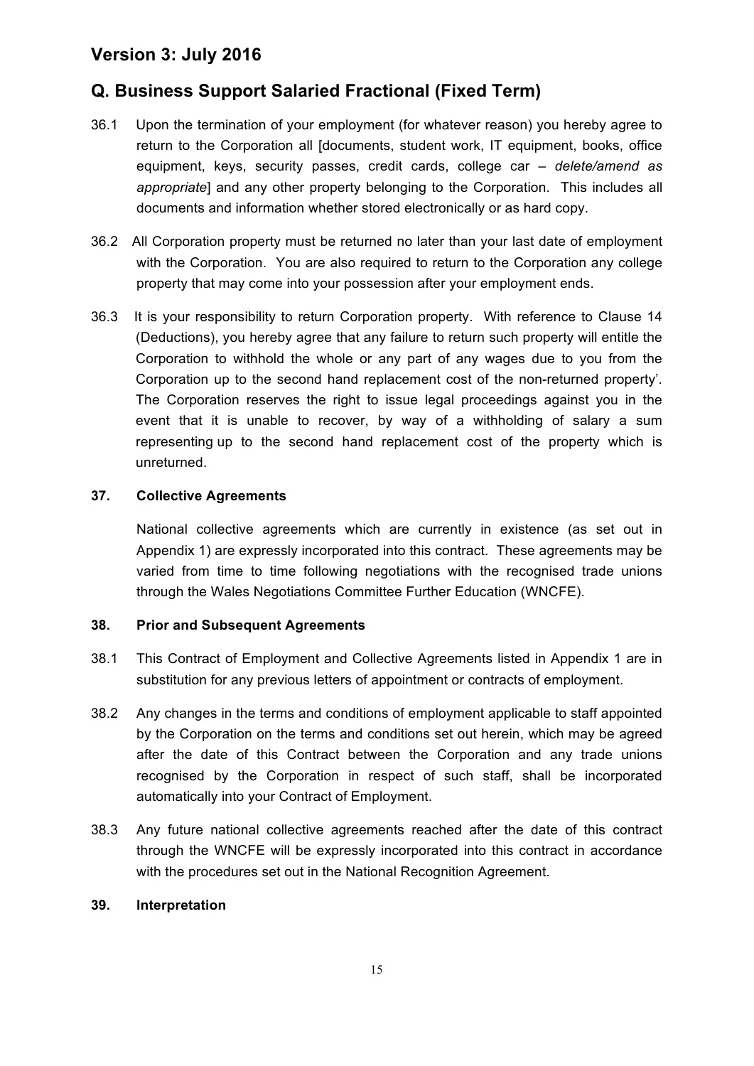## Version 3: July 2016

## Q. Business Support Salaried Fractional (Fixed Term)

36.1 Upon the termination of your employment (for whatever reason) you hereby agree to return to the Corporation all [documents, student work, IT equipment, books, office equipment, keys, security passes, credit cards, college car – *delete/amend as appropriate*] and any other property belonging to the Corporation. This includes all documents and information whether stored electronically or as hard copy.

36.2 All Corporation property must be returned no later than your last date of employment with the Corporation. You are also required to return to the Corporation any college property that may come into your possession after your employment ends.

36.3 It is your responsibility to return Corporation property. With reference to Clause 14 (Deductions), you hereby agree that any failure to return such property will entitle the Corporation to withhold the whole or any part of any wages due to you from the Corporation up to the second hand replacement cost of the non-returned property'. The Corporation reserves the right to issue legal proceedings against you in the event that it is unable to recover, by way of a withholding of salary a sum representing up to the second hand replacement cost of the property which is unreturned.

**37. Collective Agreements**

National collective agreements which are currently in existence (as set out in Appendix 1) are expressly incorporated into this contract. These agreements may be varied from time to time following negotiations with the recognised trade unions through the Wales Negotiations Committee Further Education (WNCFE).

**38. Prior and Subsequent Agreements**

38.1 This Contract of Employment and Collective Agreements listed in Appendix 1 are in substitution for any previous letters of appointment or contracts of employment.

38.2 Any changes in the terms and conditions of employment applicable to staff appointed by the Corporation on the terms and conditions set out herein, which may be agreed after the date of this Contract between the Corporation and any trade unions recognised by the Corporation in respect of such staff, shall be incorporated automatically into your Contract of Employment.

38.3 Any future national collective agreements reached after the date of this contract through the WNCFE will be expressly incorporated into this contract in accordance with the procedures set out in the National Recognition Agreement.

**39. Interpretation**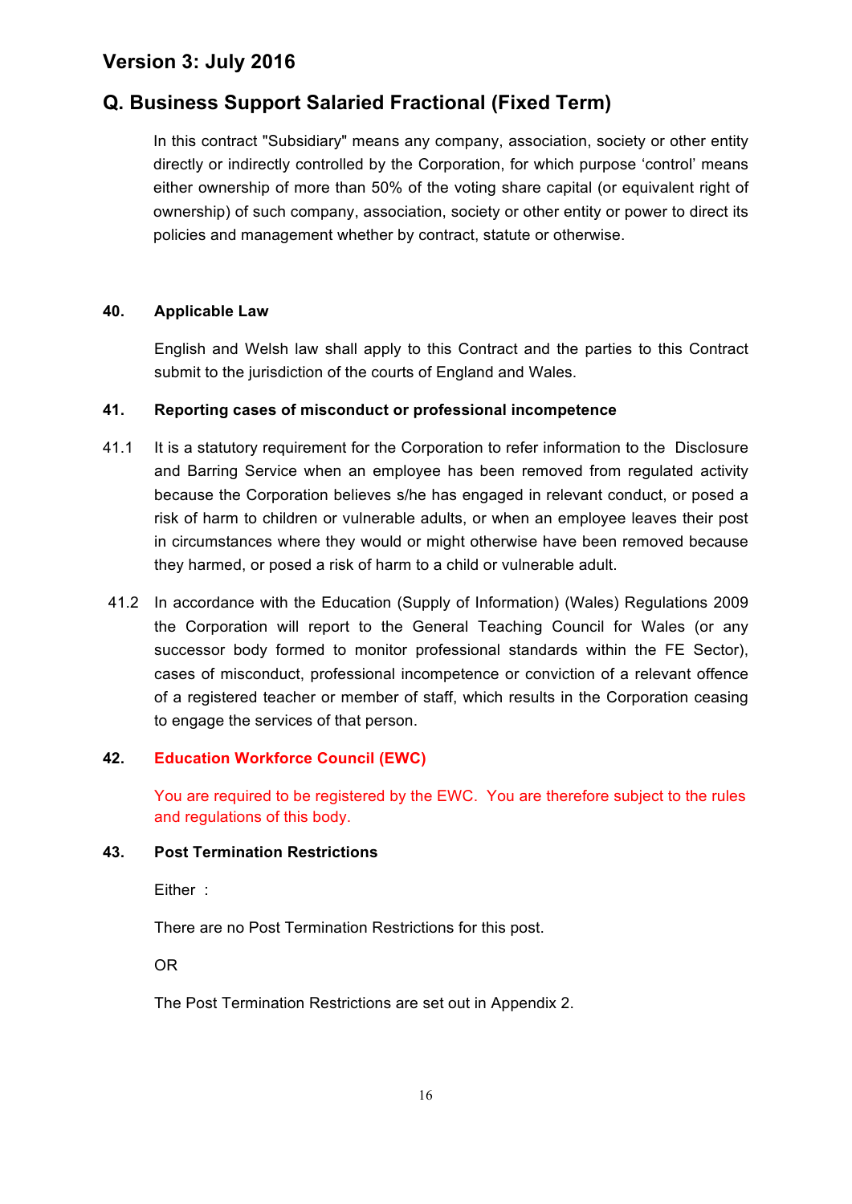# Version 3: July 2016

## Q. Business Support Salaried Fractional (Fixed Term)

In this contract "Subsidiary" means any company, association, society or other entity directly or indirectly controlled by the Corporation, for which purpose 'control' means either ownership of more than 50% of the voting share capital (or equivalent right of ownership) of such company, association, society or other entity or power to direct its policies and management whether by contract, statute or otherwise.

**40. Applicable Law**

English and Welsh law shall apply to this Contract and the parties to this Contract submit to the jurisdiction of the courts of England and Wales.

**41. Reporting cases of misconduct or professional incompetence**

41.1 It is a statutory requirement for the Corporation to refer information to the Disclosure and Barring Service when an employee has been removed from regulated activity because the Corporation believes s/he has engaged in relevant conduct, or posed a risk of harm to children or vulnerable adults, or when an employee leaves their post in circumstances where they would or might otherwise have been removed because they harmed, or posed a risk of harm to a child or vulnerable adult.

41.2 In accordance with the Education (Supply of Information) (Wales) Regulations 2009 the Corporation will report to the General Teaching Council for Wales (or any successor body formed to monitor professional standards within the FE Sector), cases of misconduct, professional incompetence or conviction of a relevant offence of a registered teacher or member of staff, which results in the Corporation ceasing to engage the services of that person.

**42. Education Workforce Council (EWC)**

You are required to be registered by the EWC. You are therefore subject to the rules and regulations of this body.

**43. Post Termination Restrictions**

Either :

There are no Post Termination Restrictions for this post.

OR

The Post Termination Restrictions are set out in Appendix 2.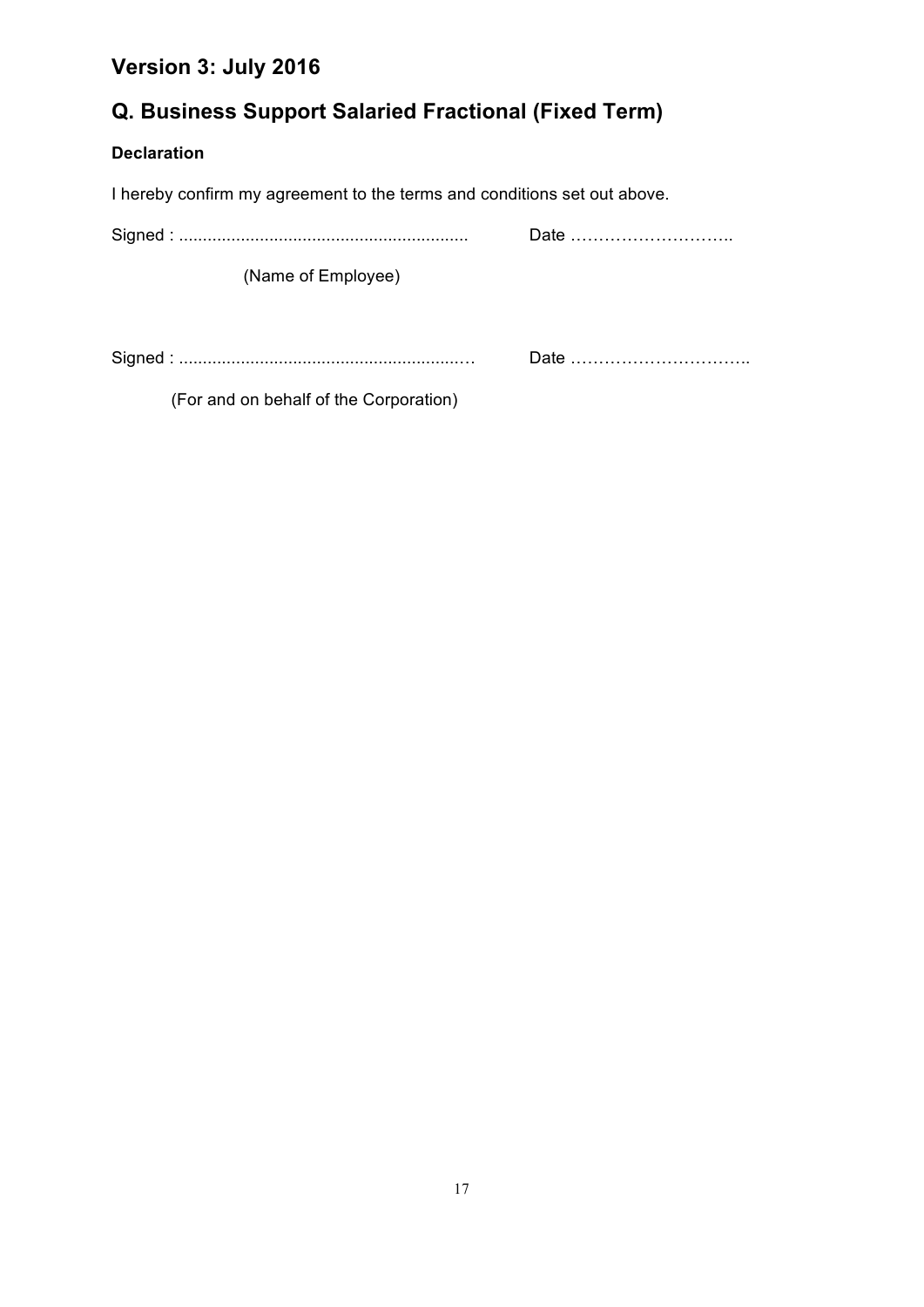## Version 3: July 2016

## Q. Business Support Salaried Fractional (Fixed Term)

**Declaration**

I hereby confirm my agreement to the terms and conditions set out above.

Signed : ............................................................ Date ………………………..

(Name of Employee)

Signed : ............................................................… Date …………………………..

(For and on behalf of the Corporation)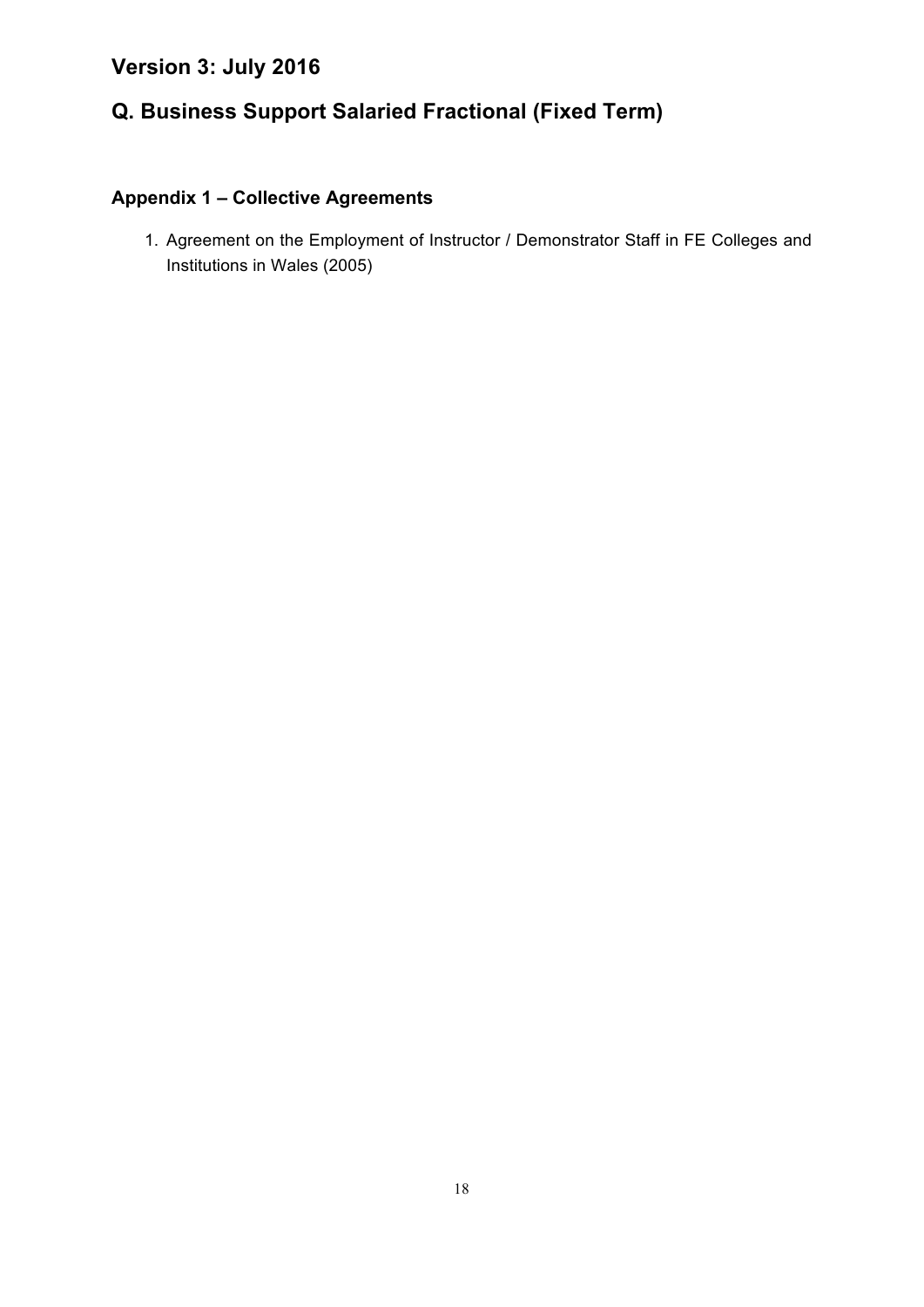## Version 3: July 2016

## Q. Business Support Salaried Fractional (Fixed Term)

### Appendix 1 – Collective Agreements

1. Agreement on the Employment of Instructor / Demonstrator Staff in FE Colleges and Institutions in Wales (2005)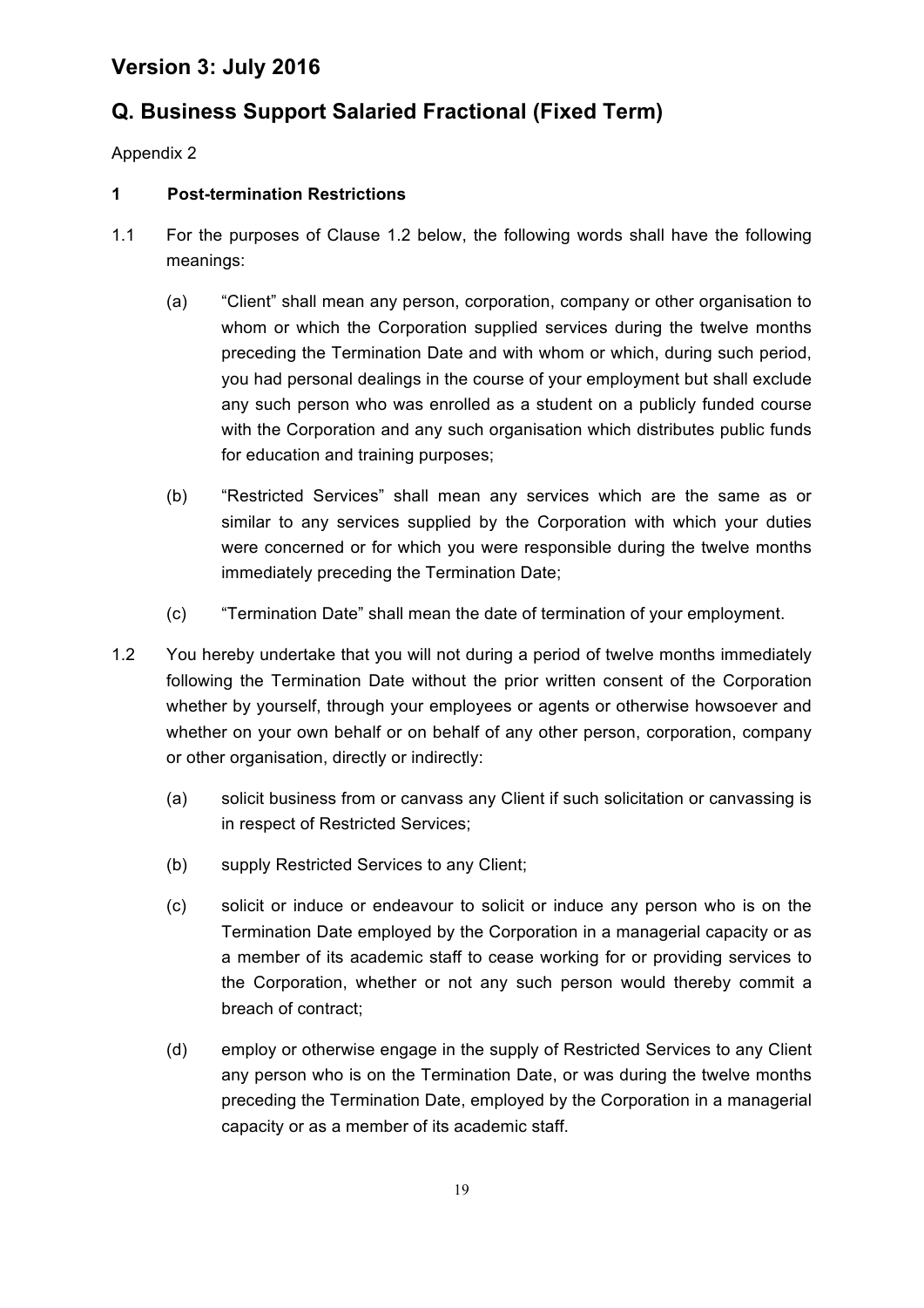## Version 3: July 2016

## Q. Business Support Salaried Fractional (Fixed Term)

Appendix 2

**1 Post-termination Restrictions**

1.1 For the purposes of Clause 1.2 below, the following words shall have the following meanings:

(a) "Client" shall mean any person, corporation, company or other organisation to whom or which the Corporation supplied services during the twelve months preceding the Termination Date and with whom or which, during such period, you had personal dealings in the course of your employment but shall exclude any such person who was enrolled as a student on a publicly funded course with the Corporation and any such organisation which distributes public funds for education and training purposes;

(b) "Restricted Services" shall mean any services which are the same as or similar to any services supplied by the Corporation with which your duties were concerned or for which you were responsible during the twelve months immediately preceding the Termination Date;

(c) "Termination Date" shall mean the date of termination of your employment.

1.2 You hereby undertake that you will not during a period of twelve months immediately following the Termination Date without the prior written consent of the Corporation whether by yourself, through your employees or agents or otherwise howsoever and whether on your own behalf or on behalf of any other person, corporation, company or other organisation, directly or indirectly:

(a) solicit business from or canvass any Client if such solicitation or canvassing is in respect of Restricted Services;

(b) supply Restricted Services to any Client;

(c) solicit or induce or endeavour to solicit or induce any person who is on the Termination Date employed by the Corporation in a managerial capacity or as a member of its academic staff to cease working for or providing services to the Corporation, whether or not any such person would thereby commit a breach of contract;

(d) employ or otherwise engage in the supply of Restricted Services to any Client any person who is on the Termination Date, or was during the twelve months preceding the Termination Date, employed by the Corporation in a managerial capacity or as a member of its academic staff.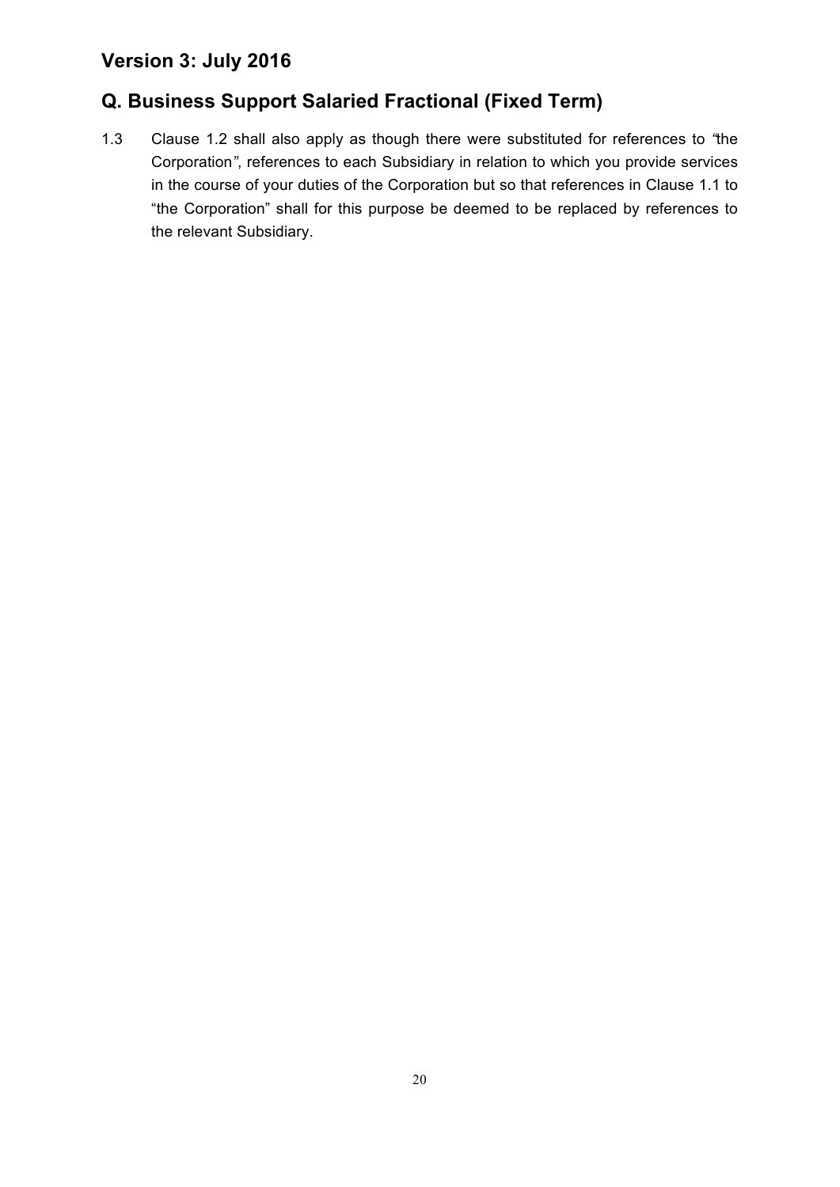## Version 3: July 2016

## Q. Business Support Salaried Fractional (Fixed Term)

1.3 Clause 1.2 shall also apply as though there were substituted for references to "the Corporation", references to each Subsidiary in relation to which you provide services in the course of your duties of the Corporation but so that references in Clause 1.1 to "the Corporation" shall for this purpose be deemed to be replaced by references to the relevant Subsidiary.